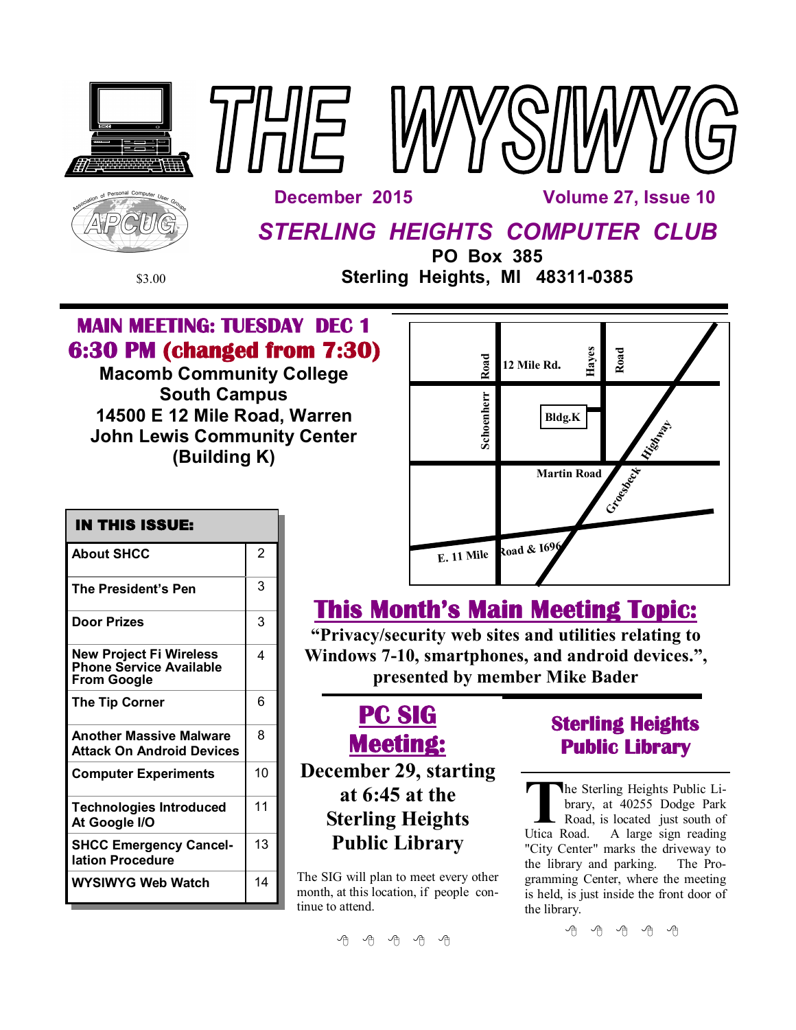# THE WYSIWYG

**December 2015** — **Volume 27, Issue 10**

## STERLING HEIGHTS COMPUTER CLUB

**PO Box 385**
**Sterling Heights, MI 48311-0385**

$3.00

## MAIN MEETING: TUESDAY DEC 1
## 6:30 PM (changed from 7:30)

**Macomb Community College**
**South Campus**
**14500 E 12 Mile Road, Warren**
**John Lewis Community Center**
**(Building K)**

| IN THIS ISSUE: | |
|---|---|
| About SHCC | 2 |
| The President's Pen | 3 |
| Door Prizes | 3 |
| New Project Fi Wireless Phone Service Available From Google | 4 |
| The Tip Corner | 6 |
| Another Massive Malware Attack On Android Devices | 8 |
| Computer Experiments | 10 |
| Technologies Introduced At Google I/O | 11 |
| SHCC Emergency Cancellation Procedure | 13 |
| WYSIWYG Web Watch | 14 |

## This Month's Main Meeting Topic:

**"Privacy/security web sites and utilities relating to Windows 7-10, smartphones, and android devices.", presented by member Mike Bader**

## PC SIG Meeting:

**December 29, starting at 6:45 at the Sterling Heights Public Library**

The SIG will plan to meet every other month, at this location, if people continue to attend.

## Sterling Heights Public Library

The Sterling Heights Public Library, at 40255 Dodge Park Road, is located just south of Utica Road. A large sign reading "City Center" marks the driveway to the library and parking. The Programming Center, where the meeting is held, is just inside the front door of the library.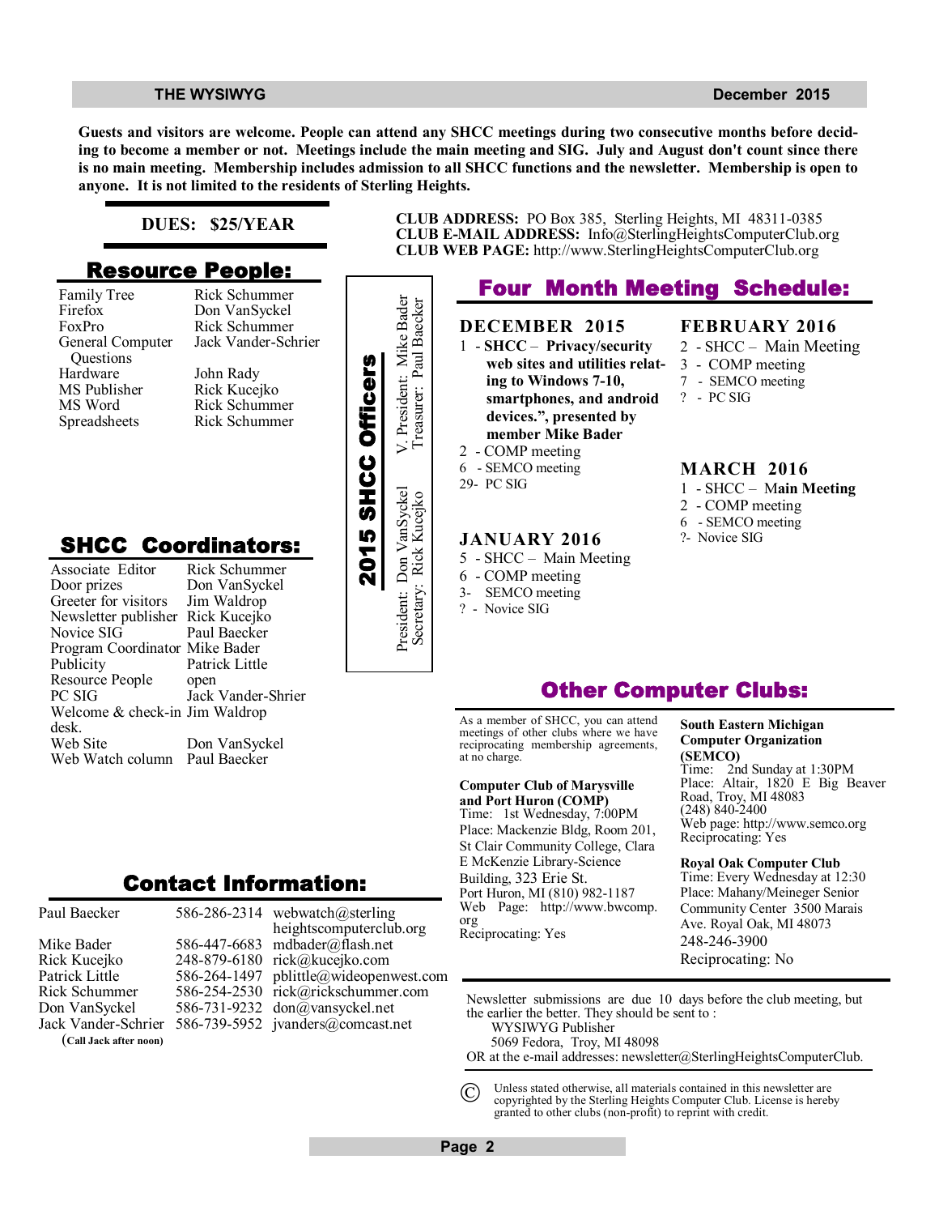**Guests and visitors are welcome. People can attend any SHCC meetings during two consecutive months before deciding to become a member or not. Meetings include the main meeting and SIG. July and August don't count since there is no main meeting. Membership includes admission to all SHCC functions and the newsletter. Membership is open to anyone. It is not limited to the residents of Sterling Heights.**

**DUES: $25/YEAR**

## Resource People:

| | |
|---|---|
| Family Tree | Rick Schummer |
| Firefox | Don VanSyckel |
| FoxPro | Rick Schummer |
| General Computer Questions | Jack Vander-Schrier |
| Hardware | John Rady |
| MS Publisher | Rick Kucejko |
| MS Word | Rick Schummer |
| Spreadsheets | Rick Schummer |

## SHCC Coordinators:

| | |
|---|---|
| Associate Editor | Rick Schummer |
| Door prizes | Don VanSyckel |
| Greeter for visitors | Jim Waldrop |
| Newsletter publisher | Rick Kucejko |
| Novice SIG | Paul Baecker |
| Program Coordinator | Mike Bader |
| Publicity | Patrick Little |
| Resource People | open |
| PC SIG | Jack Vander-Shrier |
| Welcome & check-in desk. | Jim Waldrop |
| Web Site | Don VanSyckel |
| Web Watch column | Paul Baecker |

## 2015 SHCC Officers

President: Don VanSyckel
V. President: Mike Bader
Secretary: Rick Kucejko
Treasurer: Paul Baecker

## Contact Information:

| | | |
|---|---|---|
| Paul Baecker | 586-286-2314 | webwatch@sterlingheightscomputerclub.org |
| Mike Bader | 586-447-6683 | mdbader@flash.net |
| Rick Kucejko | 248-879-6180 | rick@kucejko.com |
| Patrick Little | 586-264-1497 | pblittle@wideopenwest.com |
| Rick Schummer | 586-254-2530 | rick@rickschummer.com |
| Don VanSyckel | 586-731-9232 | don@vansyckel.net |
| Jack Vander-Schrier | 586-739-5952 | jvanders@comcast.net |

(**Call Jack after noon**)

**CLUB ADDRESS:** PO Box 385, Sterling Heights, MI 48311-0385
**CLUB E-MAIL ADDRESS:** Info@SterlingHeightsComputerClub.org
**CLUB WEB PAGE:** http://www.SterlingHeightsComputerClub.org

## Four Month Meeting Schedule:

**DECEMBER 2015**

1 - **SHCC – Privacy/security web sites and utilities relating to Windows 7-10, smartphones, and android devices.", presented by member Mike Bader**
2 - COMP meeting
6 - SEMCO meeting
29- PC SIG

**JANUARY 2016**

5 - SHCC – Main Meeting
6 - COMP meeting
3- SEMCO meeting
? - Novice SIG

**FEBRUARY 2016**

2 - SHCC – Main Meeting
3 - COMP meeting
7 - SEMCO meeting
? - PC SIG

**MARCH 2016**

1 - SHCC – M**ain Meeting**
2 - COMP meeting
6 - SEMCO meeting
?- Novice SIG

## Other Computer Clubs:

As a member of SHCC, you can attend meetings of other clubs where we have reciprocating membership agreements, at no charge.

**Computer Club of Marysville and Port Huron (COMP)**
Time: 1st Wednesday, 7:00PM
Place: Mackenzie Bldg, Room 201, St Clair Community College, Clara E McKenzie Library-Science Building, 323 Erie St.
Port Huron, MI (810) 982-1187
Web Page: http://www.bwcomp.org
Reciprocating: Yes

**South Eastern Michigan Computer Organization (SEMCO)**
Time: 2nd Sunday at 1:30PM
Place: Altair, 1820 E Big Beaver Road, Troy, MI 48083
(248) 840-2400
Web page: http://www.semco.org
Reciprocating: Yes

**Royal Oak Computer Club**
Time: Every Wednesday at 12:30
Place: Mahany/Meineger Senior Community Center 3500 Marais Ave. Royal Oak, MI 48073
248-246-3900
Reciprocating: No

Newsletter submissions are due 10 days before the club meeting, but the earlier the better. They should be sent to :
WYSIWYG Publisher
5069 Fedora, Troy, MI 48098
OR at the e-mail addresses: newsletter@SterlingHeightsComputerClub.

© Unless stated otherwise, all materials contained in this newsletter are copyrighted by the Sterling Heights Computer Club. License is hereby granted to other clubs (non-profit) to reprint with credit.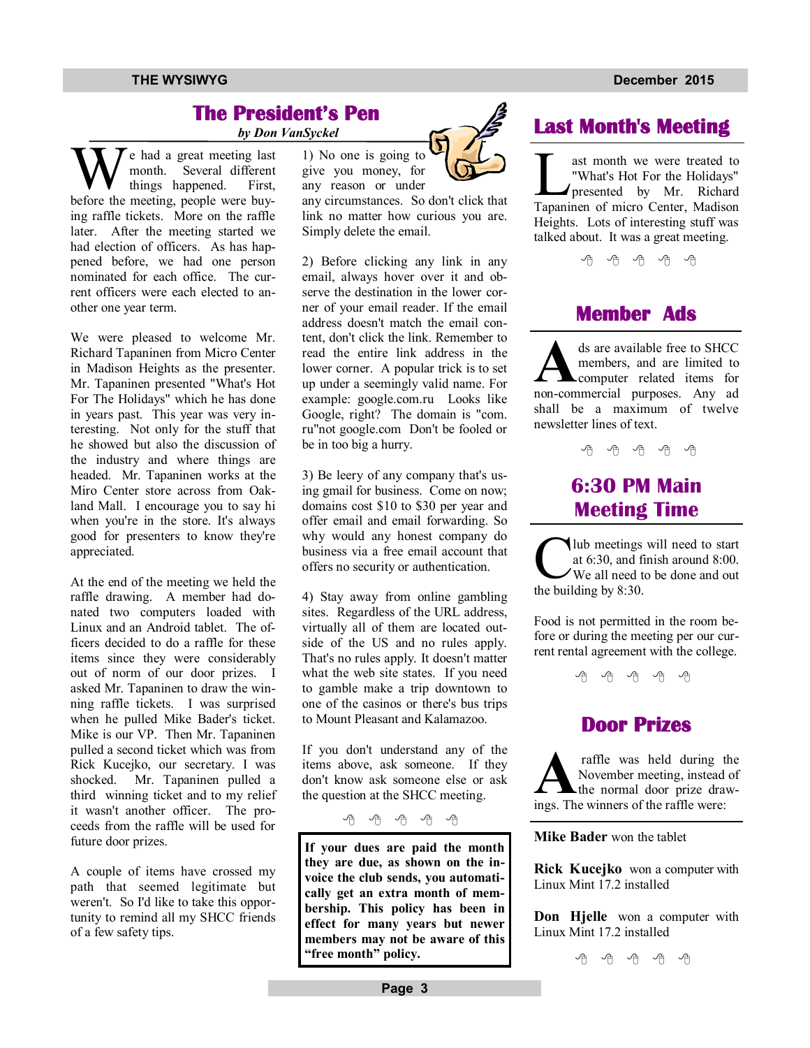## The President's Pen

*by Don VanSyckel*

We had a great meeting last month. Several different things happened. First, before the meeting, people were buying raffle tickets. More on the raffle later. After the meeting started we had election of officers. As has happened before, we had one person nominated for each office. The current officers were each elected to another one year term.

We were pleased to welcome Mr. Richard Tapaninen from Micro Center in Madison Heights as the presenter. Mr. Tapaninen presented "What's Hot For The Holidays" which he has done in years past. This year was very interesting. Not only for the stuff that he showed but also the discussion of the industry and where things are headed. Mr. Tapaninen works at the Miro Center store across from Oakland Mall. I encourage you to say hi when you're in the store. It's always good for presenters to know they're appreciated.

At the end of the meeting we held the raffle drawing. A member had donated two computers loaded with Linux and an Android tablet. The officers decided to do a raffle for these items since they were considerably out of norm of our door prizes. I asked Mr. Tapaninen to draw the winning raffle tickets. I was surprised when he pulled Mike Bader's ticket. Mike is our VP. Then Mr. Tapaninen pulled a second ticket which was from Rick Kucejko, our secretary. I was shocked. Mr. Tapaninen pulled a third winning ticket and to my relief it wasn't another officer. The proceeds from the raffle will be used for future door prizes.

A couple of items have crossed my path that seemed legitimate but weren't. So I'd like to take this opportunity to remind all my SHCC friends of a few safety tips.

1) No one is going to give you money, for any reason or under any circumstances. So don't click that link no matter how curious you are. Simply delete the email.

2) Before clicking any link in any email, always hover over it and observe the destination in the lower corner of your email reader. If the email address doesn't match the email content, don't click the link. Remember to read the entire link address in the lower corner. A popular trick is to set up under a seemingly valid name. For example: google.com.ru Looks like Google, right? The domain is "com. ru"not google.com Don't be fooled or be in too big a hurry.

3) Be leery of any company that's using gmail for business. Come on now; domains cost $10 to $30 per year and offer email and email forwarding. So why would any honest company do business via a free email account that offers no security or authentication.

4) Stay away from online gambling sites. Regardless of the URL address, virtually all of them are located outside of the US and no rules apply. That's no rules apply. It doesn't matter what the web site states. If you need to gamble make a trip downtown to one of the casinos or there's bus trips to Mount Pleasant and Kalamazoo.

If you don't understand any of the items above, ask someone. If they don't know ask someone else or ask the question at the SHCC meeting.

**If your dues are paid the month they are due, as shown on the invoice the club sends, you automatically get an extra month of membership. This policy has been in effect for many years but newer members may not be aware of this "free month" policy.**

## Last Month's Meeting

Last month we were treated to "What's Hot For the Holidays" presented by Mr. Richard Tapaninen of micro Center, Madison Heights. Lots of interesting stuff was talked about. It was a great meeting.

## Member Ads

Ads are available free to SHCC members, and are limited to computer related items for non-commercial purposes. Any ad shall be a maximum of twelve newsletter lines of text.

## 6:30 PM Main Meeting Time

Club meetings will need to start at 6:30, and finish around 8:00. We all need to be done and out the building by 8:30.

Food is not permitted in the room before or during the meeting per our current rental agreement with the college.

## Door Prizes

A raffle was held during the November meeting, instead of the normal door prize drawings. The winners of the raffle were:

**Mike Bader** won the tablet

**Rick Kucejko** won a computer with Linux Mint 17.2 installed

**Don Hjelle** won a computer with Linux Mint 17.2 installed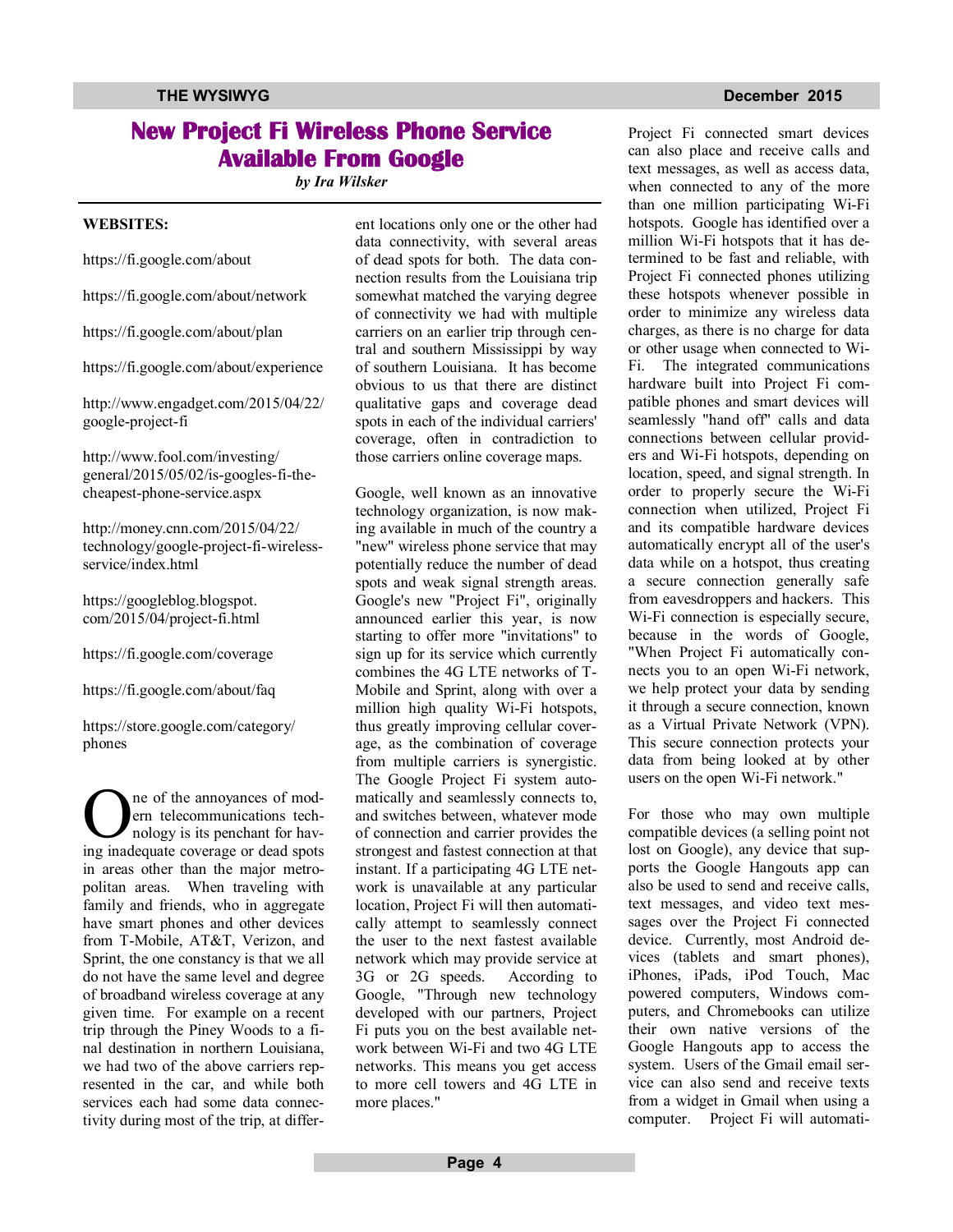# New Project Fi Wireless Phone Service Available From Google

*by Ira Wilsker*

**WEBSITES:**

https://fi.google.com/about

https://fi.google.com/about/network

https://fi.google.com/about/plan

https://fi.google.com/about/experience

http://www.engadget.com/2015/04/22/google-project-fi

http://www.fool.com/investing/general/2015/05/02/is-googles-fi-the-cheapest-phone-service.aspx

http://money.cnn.com/2015/04/22/technology/google-project-fi-wireless-service/index.html

https://googleblog.blogspot.com/2015/04/project-fi.html

https://fi.google.com/coverage

https://fi.google.com/about/faq

https://store.google.com/category/phones

One of the annoyances of modern telecommunications technology is its penchant for having inadequate coverage or dead spots in areas other than the major metropolitan areas. When traveling with family and friends, who in aggregate have smart phones and other devices from T-Mobile, AT&T, Verizon, and Sprint, the one constancy is that we all do not have the same level and degree of broadband wireless coverage at any given time. For example on a recent trip through the Piney Woods to a final destination in northern Louisiana, we had two of the above carriers represented in the car, and while both services each had some data connectivity during most of the trip, at different locations only one or the other had data connectivity, with several areas of dead spots for both. The data connection results from the Louisiana trip somewhat matched the varying degree of connectivity we had with multiple carriers on an earlier trip through central and southern Mississippi by way of southern Louisiana. It has become obvious to us that there are distinct qualitative gaps and coverage dead spots in each of the individual carriers' coverage, often in contradiction to those carriers online coverage maps.

Google, well known as an innovative technology organization, is now making available in much of the country a "new" wireless phone service that may potentially reduce the number of dead spots and weak signal strength areas. Google's new "Project Fi", originally announced earlier this year, is now starting to offer more "invitations" to sign up for its service which currently combines the 4G LTE networks of T-Mobile and Sprint, along with over a million high quality Wi-Fi hotspots, thus greatly improving cellular coverage, as the combination of coverage from multiple carriers is synergistic. The Google Project Fi system automatically and seamlessly connects to, and switches between, whatever mode of connection and carrier provides the strongest and fastest connection at that instant. If a participating 4G LTE network is unavailable at any particular location, Project Fi will then automatically attempt to seamlessly connect the user to the next fastest available network which may provide service at 3G or 2G speeds. According to Google, "Through new technology developed with our partners, Project Fi puts you on the best available network between Wi-Fi and two 4G LTE networks. This means you get access to more cell towers and 4G LTE in more places."

Project Fi connected smart devices can also place and receive calls and text messages, as well as access data, when connected to any of the more than one million participating Wi-Fi hotspots. Google has identified over a million Wi-Fi hotspots that it has determined to be fast and reliable, with Project Fi connected phones utilizing these hotspots whenever possible in order to minimize any wireless data charges, as there is no charge for data or other usage when connected to Wi-Fi. The integrated communications hardware built into Project Fi compatible phones and smart devices will seamlessly "hand off" calls and data connections between cellular providers and Wi-Fi hotspots, depending on location, speed, and signal strength. In order to properly secure the Wi-Fi connection when utilized, Project Fi and its compatible hardware devices automatically encrypt all of the user's data while on a hotspot, thus creating a secure connection generally safe from eavesdroppers and hackers. This Wi-Fi connection is especially secure, because in the words of Google, "When Project Fi automatically connects you to an open Wi-Fi network, we help protect your data by sending it through a secure connection, known as a Virtual Private Network (VPN). This secure connection protects your data from being looked at by other users on the open Wi-Fi network."

For those who may own multiple compatible devices (a selling point not lost on Google), any device that supports the Google Hangouts app can also be used to send and receive calls, text messages, and video text messages over the Project Fi connected device. Currently, most Android devices (tablets and smart phones), iPhones, iPads, iPod Touch, Mac powered computers, Windows computers, and Chromebooks can utilize their own native versions of the Google Hangouts app to access the system. Users of the Gmail email service can also send and receive texts from a widget in Gmail when using a computer. Project Fi will automati-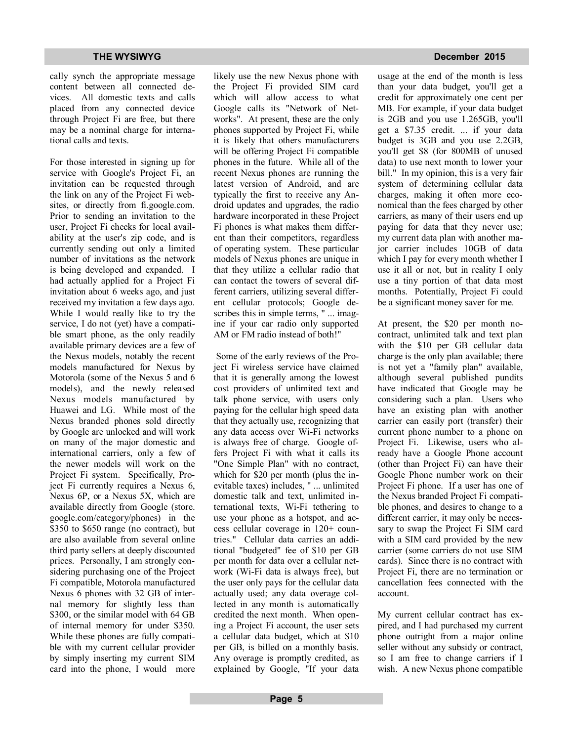cally synch the appropriate message content between all connected devices. All domestic texts and calls placed from any connected device through Project Fi are free, but there may be a nominal charge for international calls and texts.

For those interested in signing up for service with Google's Project Fi, an invitation can be requested through the link on any of the Project Fi websites, or directly from fi.google.com. Prior to sending an invitation to the user, Project Fi checks for local availability at the user's zip code, and is currently sending out only a limited number of invitations as the network is being developed and expanded. I had actually applied for a Project Fi invitation about 6 weeks ago, and just received my invitation a few days ago. While I would really like to try the service, I do not (yet) have a compatible smart phone, as the only readily available primary devices are a few of the Nexus models, notably the recent models manufactured for Nexus by Motorola (some of the Nexus 5 and 6 models), and the newly released Nexus models manufactured by Huawei and LG. While most of the Nexus branded phones sold directly by Google are unlocked and will work on many of the major domestic and international carriers, only a few of the newer models will work on the Project Fi system. Specifically, Project Fi currently requires a Nexus 6, Nexus 6P, or a Nexus 5X, which are available directly from Google (store.google.com/category/phones) in the $350 to $650 range (no contract), but are also available from several online third party sellers at deeply discounted prices. Personally, I am strongly considering purchasing one of the Project Fi compatible, Motorola manufactured Nexus 6 phones with 32 GB of internal memory for slightly less than $300, or the similar model with 64 GB of internal memory for under $350. While these phones are fully compatible with my current cellular provider by simply inserting my current SIM card into the phone, I would more likely use the new Nexus phone with the Project Fi provided SIM card which will allow access to what Google calls its "Network of Networks". At present, these are the only phones supported by Project Fi, while it is likely that others manufacturers will be offering Project Fi compatible phones in the future. While all of the recent Nexus phones are running the latest version of Android, and are typically the first to receive any Android updates and upgrades, the radio hardware incorporated in these Project Fi phones is what makes them different than their competitors, regardless of operating system. These particular models of Nexus phones are unique in that they utilize a cellular radio that can contact the towers of several different carriers, utilizing several different cellular protocols; Google describes this in simple terms, " ... imagine if your car radio only supported AM or FM radio instead of both!"

Some of the early reviews of the Project Fi wireless service have claimed that it is generally among the lowest cost providers of unlimited text and talk phone service, with users only paying for the cellular high speed data that they actually use, recognizing that any data access over Wi-Fi networks is always free of charge. Google offers Project Fi with what it calls its "One Simple Plan" with no contract, which for $20 per month (plus the inevitable taxes) includes, " ... unlimited domestic talk and text, unlimited international texts, Wi-Fi tethering to use your phone as a hotspot, and access cellular coverage in 120+ countries." Cellular data carries an additional "budgeted" fee of $10 per GB per month for data over a cellular network (Wi-Fi data is always free), but the user only pays for the cellular data actually used; any data overage collected in any month is automatically credited the next month. When opening a Project Fi account, the user sets a cellular data budget, which at $10 per GB, is billed on a monthly basis. Any overage is promptly credited, as explained by Google, "If your data usage at the end of the month is less than your data budget, you'll get a credit for approximately one cent per MB. For example, if your data budget is 2GB and you use 1.265GB, you'll get a $7.35 credit. ... if your data budget is 3GB and you use 2.2GB, you'll get $8 (for 800MB of unused data) to use next month to lower your bill." In my opinion, this is a very fair system of determining cellular data charges, making it often more economical than the fees charged by other carriers, as many of their users end up paying for data that they never use; my current data plan with another major carrier includes 10GB of data which I pay for every month whether I use it all or not, but in reality I only use a tiny portion of that data most months. Potentially, Project Fi could be a significant money saver for me.

At present, the $20 per month no-contract, unlimited talk and text plan with the $10 per GB cellular data charge is the only plan available; there is not yet a "family plan" available, although several published pundits have indicated that Google may be considering such a plan. Users who have an existing plan with another carrier can easily port (transfer) their current phone number to a phone on Project Fi. Likewise, users who already have a Google Phone account (other than Project Fi) can have their Google Phone number work on their Project Fi phone. If a user has one of the Nexus branded Project Fi compatible phones, and desires to change to a different carrier, it may only be necessary to swap the Project Fi SIM card with a SIM card provided by the new carrier (some carriers do not use SIM cards). Since there is no contract with Project Fi, there are no termination or cancellation fees connected with the account.

My current cellular contract has expired, and I had purchased my current phone outright from a major online seller without any subsidy or contract, so I am free to change carriers if I wish. A new Nexus phone compatible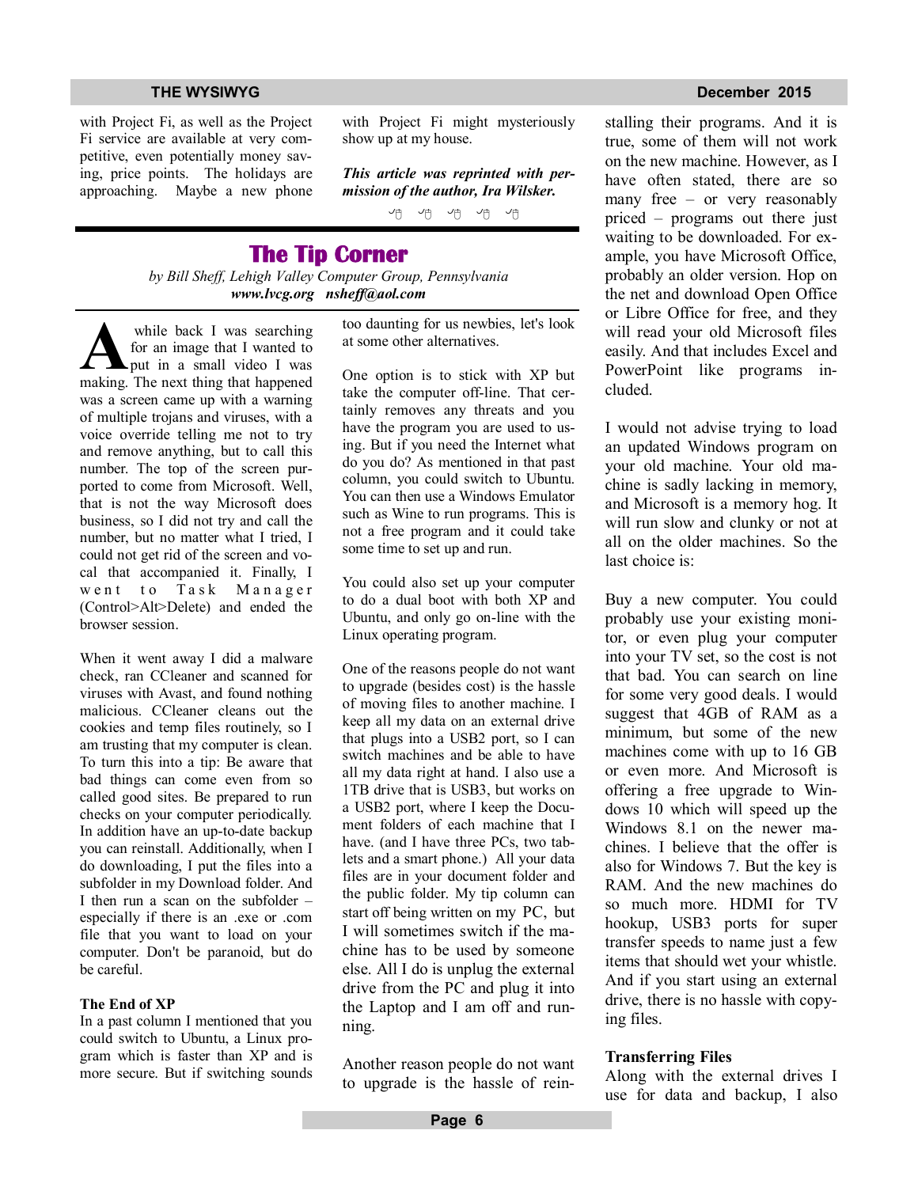with Project Fi, as well as the Project Fi service are available at very competitive, even potentially money saving, price points. The holidays are approaching. Maybe a new phone with Project Fi might mysteriously show up at my house.

***This article was reprinted with permission of the author, Ira Wilsker.***

---

# The Tip Corner

*by Bill Sheff, Lehigh Valley Computer Group, Pennsylvania*
***www.lvcg.org nsheff@aol.com***

A while back I was searching for an image that I wanted to put in a small video I was making. The next thing that happened was a screen came up with a warning of multiple trojans and viruses, with a voice override telling me not to try and remove anything, but to call this number. The top of the screen purported to come from Microsoft. Well, that is not the way Microsoft does business, so I did not try and call the number, but no matter what I tried, I could not get rid of the screen and vocal that accompanied it. Finally, I went to Task Manager (Control>Alt>Delete) and ended the browser session.

When it went away I did a malware check, ran CCleaner and scanned for viruses with Avast, and found nothing malicious. CCleaner cleans out the cookies and temp files routinely, so I am trusting that my computer is clean. To turn this into a tip: Be aware that bad things can come even from so called good sites. Be prepared to run checks on your computer periodically. In addition have an up-to-date backup you can reinstall. Additionally, when I do downloading, I put the files into a subfolder in my Download folder. And I then run a scan on the subfolder – especially if there is an .exe or .com file that you want to load on your computer. Don't be paranoid, but do be careful.

**The End of XP**

In a past column I mentioned that you could switch to Ubuntu, a Linux program which is faster than XP and is more secure. But if switching sounds too daunting for us newbies, let's look at some other alternatives.

One option is to stick with XP but take the computer off-line. That certainly removes any threats and you have the program you are used to using. But if you need the Internet what do you do? As mentioned in that past column, you could switch to Ubuntu. You can then use a Windows Emulator such as Wine to run programs. This is not a free program and it could take some time to set up and run.

You could also set up your computer to do a dual boot with both XP and Ubuntu, and only go on-line with the Linux operating program.

One of the reasons people do not want to upgrade (besides cost) is the hassle of moving files to another machine. I keep all my data on an external drive that plugs into a USB2 port, so I can switch machines and be able to have all my data right at hand. I also use a 1TB drive that is USB3, but works on a USB2 port, where I keep the Document folders of each machine that I have. (and I have three PCs, two tablets and a smart phone.) All your data files are in your document folder and the public folder. My tip column can start off being written on my PC, but I will sometimes switch if the machine has to be used by someone else. All I do is unplug the external drive from the PC and plug it into the Laptop and I am off and running.

Another reason people do not want to upgrade is the hassle of reinstalling their programs. And it is true, some of them will not work on the new machine. However, as I have often stated, there are so many free – or very reasonably priced – programs out there just waiting to be downloaded. For example, you have Microsoft Office, probably an older version. Hop on the net and download Open Office or Libre Office for free, and they will read your old Microsoft files easily. And that includes Excel and PowerPoint like programs included.

I would not advise trying to load an updated Windows program on your old machine. Your old machine is sadly lacking in memory, and Microsoft is a memory hog. It will run slow and clunky or not at all on the older machines. So the last choice is:

Buy a new computer. You could probably use your existing monitor, or even plug your computer into your TV set, so the cost is not that bad. You can search on line for some very good deals. I would suggest that 4GB of RAM as a minimum, but some of the new machines come with up to 16 GB or even more. And Microsoft is offering a free upgrade to Windows 10 which will speed up the Windows 8.1 on the newer machines. I believe that the offer is also for Windows 7. But the key is RAM. And the new machines do so much more. HDMI for TV hookup, USB3 ports for super transfer speeds to name just a few items that should wet your whistle. And if you start using an external drive, there is no hassle with copying files.

**Transferring Files**

Along with the external drives I use for data and backup, I also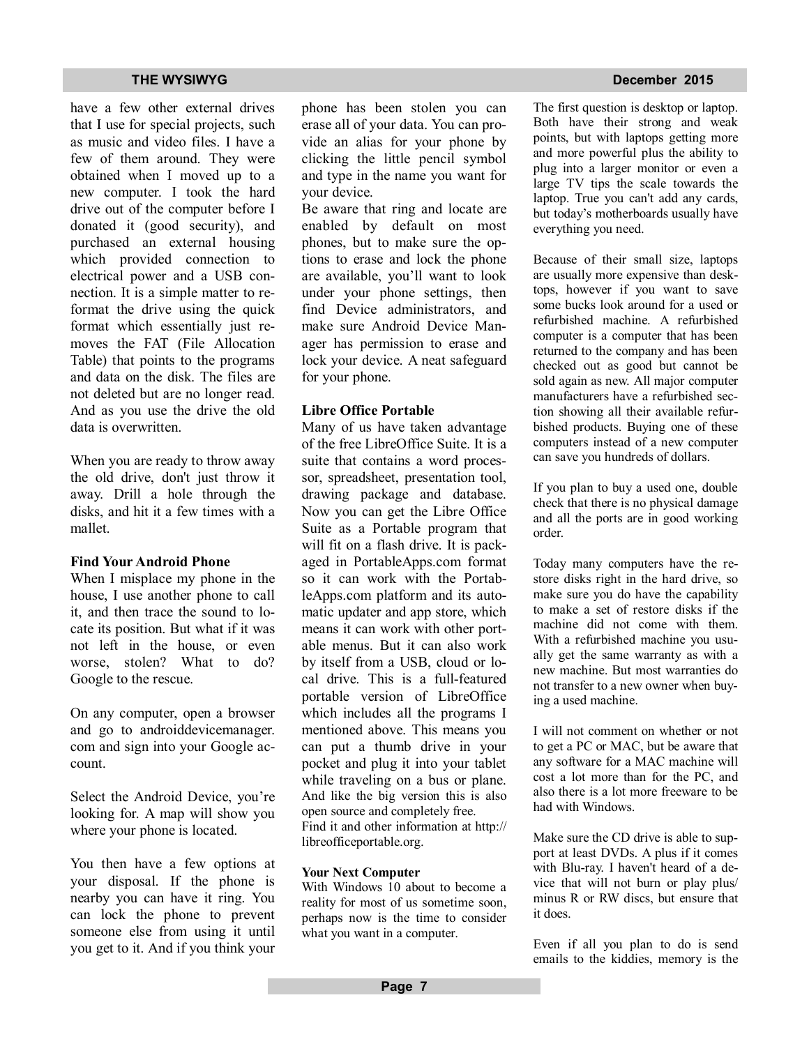have a few other external drives that I use for special projects, such as music and video files. I have a few of them around. They were obtained when I moved up to a new computer. I took the hard drive out of the computer before I donated it (good security), and purchased an external housing which provided connection to electrical power and a USB connection. It is a simple matter to reformat the drive using the quick format which essentially just removes the FAT (File Allocation Table) that points to the programs and data on the disk. The files are not deleted but are no longer read. And as you use the drive the old data is overwritten.

When you are ready to throw away the old drive, don't just throw it away. Drill a hole through the disks, and hit it a few times with a mallet.

**Find Your Android Phone**

When I misplace my phone in the house, I use another phone to call it, and then trace the sound to locate its position. But what if it was not left in the house, or even worse, stolen? What to do? Google to the rescue.

On any computer, open a browser and go to androiddevicemanager.com and sign into your Google account.

Select the Android Device, you're looking for. A map will show you where your phone is located.

You then have a few options at your disposal. If the phone is nearby you can have it ring. You can lock the phone to prevent someone else from using it until you get to it. And if you think your phone has been stolen you can erase all of your data. You can provide an alias for your phone by clicking the little pencil symbol and type in the name you want for your device.

Be aware that ring and locate are enabled by default on most phones, but to make sure the options to erase and lock the phone are available, you'll want to look under your phone settings, then find Device administrators, and make sure Android Device Manager has permission to erase and lock your device. A neat safeguard for your phone.

**Libre Office Portable**

Many of us have taken advantage of the free LibreOffice Suite. It is a suite that contains a word processor, spreadsheet, presentation tool, drawing package and database. Now you can get the Libre Office Suite as a Portable program that will fit on a flash drive. It is packaged in PortableApps.com format so it can work with the PortableApps.com platform and its automatic updater and app store, which means it can work with other portable menus. But it can also work by itself from a USB, cloud or local drive. This is a full-featured portable version of LibreOffice which includes all the programs I mentioned above. This means you can put a thumb drive in your pocket and plug it into your tablet while traveling on a bus or plane. And like the big version this is also open source and completely free.
Find it and other information at http://libreofficeportable.org.

**Your Next Computer**

With Windows 10 about to become a reality for most of us sometime soon, perhaps now is the time to consider what you want in a computer.

The first question is desktop or laptop. Both have their strong and weak points, but with laptops getting more and more powerful plus the ability to plug into a larger monitor or even a large TV tips the scale towards the laptop. True you can't add any cards, but today's motherboards usually have everything you need.

Because of their small size, laptops are usually more expensive than desktops, however if you want to save some bucks look around for a used or refurbished machine. A refurbished computer is a computer that has been returned to the company and has been checked out as good but cannot be sold again as new. All major computer manufacturers have a refurbished section showing all their available refurbished products. Buying one of these computers instead of a new computer can save you hundreds of dollars.

If you plan to buy a used one, double check that there is no physical damage and all the ports are in good working order.

Today many computers have the restore disks right in the hard drive, so make sure you do have the capability to make a set of restore disks if the machine did not come with them. With a refurbished machine you usually get the same warranty as with a new machine. But most warranties do not transfer to a new owner when buying a used machine.

I will not comment on whether or not to get a PC or MAC, but be aware that any software for a MAC machine will cost a lot more than for the PC, and also there is a lot more freeware to be had with Windows.

Make sure the CD drive is able to support at least DVDs. A plus if it comes with Blu-ray. I haven't heard of a device that will not burn or play plus/minus R or RW discs, but ensure that it does.

Even if all you plan to do is send emails to the kiddies, memory is the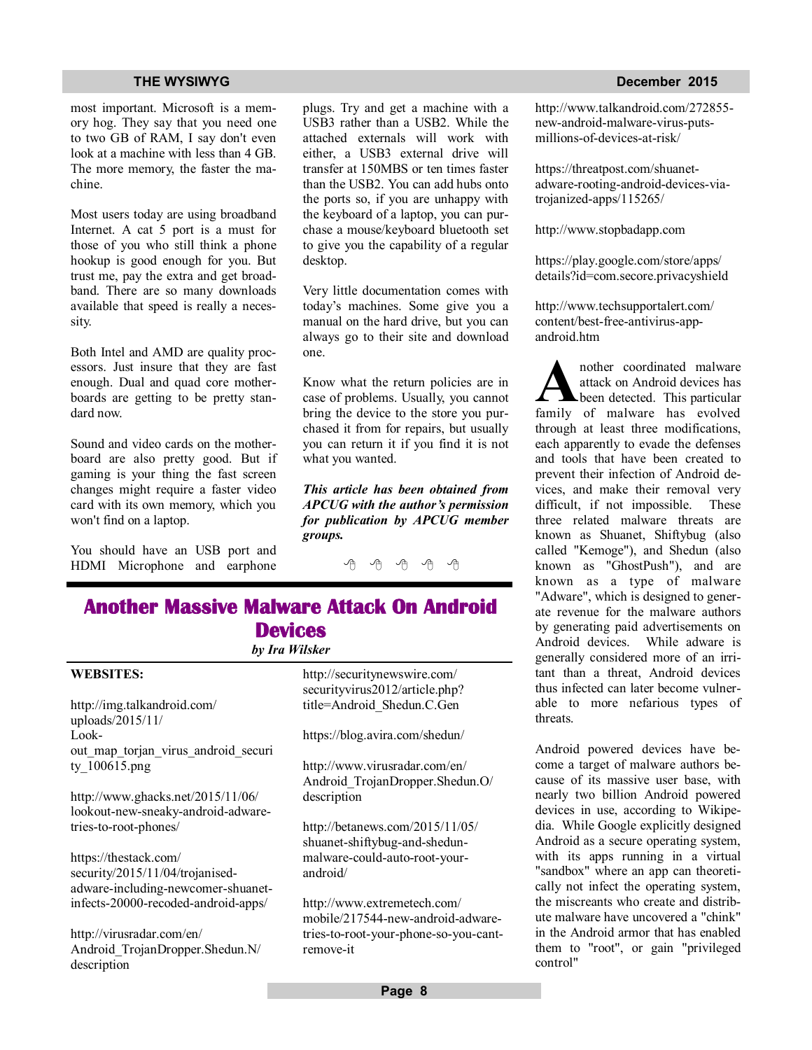most important. Microsoft is a memory hog. They say that you need one to two GB of RAM, I say don't even look at a machine with less than 4 GB. The more memory, the faster the machine.

Most users today are using broadband Internet. A cat 5 port is a must for those of you who still think a phone hookup is good enough for you. But trust me, pay the extra and get broadband. There are so many downloads available that speed is really a necessity.

Both Intel and AMD are quality processors. Just insure that they are fast enough. Dual and quad core motherboards are getting to be pretty standard now.

Sound and video cards on the motherboard are also pretty good. But if gaming is your thing the fast screen changes might require a faster video card with its own memory, which you won't find on a laptop.

You should have an USB port and HDMI Microphone and earphone plugs. Try and get a machine with a USB3 rather than a USB2. While the attached externals will work with either, a USB3 external drive will transfer at 150MBS or ten times faster than the USB2. You can add hubs onto the ports so, if you are unhappy with the keyboard of a laptop, you can purchase a mouse/keyboard bluetooth set to give you the capability of a regular desktop.

Very little documentation comes with today's machines. Some give you a manual on the hard drive, but you can always go to their site and download one.

Know what the return policies are in case of problems. Usually, you cannot bring the device to the store you purchased it from for repairs, but usually you can return it if you find it is not what you wanted.

***This article has been obtained from APCUG with the author's permission for publication by APCUG member groups.***

# Another Massive Malware Attack On Android Devices

*by Ira Wilsker*

**WEBSITES:**

http://img.talkandroid.com/uploads/2015/11/Look-out_map_torjan_virus_android_security_100615.png

http://www.ghacks.net/2015/11/06/lookout-new-sneaky-android-adware-tries-to-root-phones/

https://thestack.com/security/2015/11/04/trojanised-adware-including-newcomer-shuanet-infects-20000-recoded-android-apps/

http://virusradar.com/en/Android_TrojanDropper.Shedun.N/description

http://securitynewswire.com/securityvirus2012/article.php?title=Android_Shedun.C.Gen

https://blog.avira.com/shedun/

http://www.virusradar.com/en/Android_TrojanDropper.Shedun.O/description

http://betanews.com/2015/11/05/shuanet-shiftybug-and-shedun-malware-could-auto-root-your-android/

http://www.extremetech.com/mobile/217544-new-android-adware-tries-to-root-your-phone-so-you-cant-remove-it

http://www.talkandroid.com/272855-new-android-malware-virus-puts-millions-of-devices-at-risk/

https://threatpost.com/shuanet-adware-rooting-android-devices-via-trojanized-apps/115265/

http://www.stopbadapp.com

https://play.google.com/store/apps/details?id=com.secore.privacyshield

http://www.techsupportalert.com/content/best-free-antivirus-app-android.htm

Another coordinated malware attack on Android devices has been detected. This particular family of malware has evolved through at least three modifications, each apparently to evade the defenses and tools that have been created to prevent their infection of Android devices, and make their removal very difficult, if not impossible. These three related malware threats are known as Shuanet, Shiftybug (also called "Kemoge"), and Shedun (also known as "GhostPush"), and are known as a type of malware "Adware", which is designed to generate revenue for the malware authors by generating paid advertisements on Android devices. While adware is generally considered more of an irritant than a threat, Android devices thus infected can later become vulnerable to more nefarious types of threats.

Android powered devices have become a target of malware authors because of its massive user base, with nearly two billion Android powered devices in use, according to Wikipedia. While Google explicitly designed Android as a secure operating system, with its apps running in a virtual "sandbox" where an app can theoretically not infect the operating system, the miscreants who create and distribute malware have uncovered a "chink" in the Android armor that has enabled them to "root", or gain "privileged control"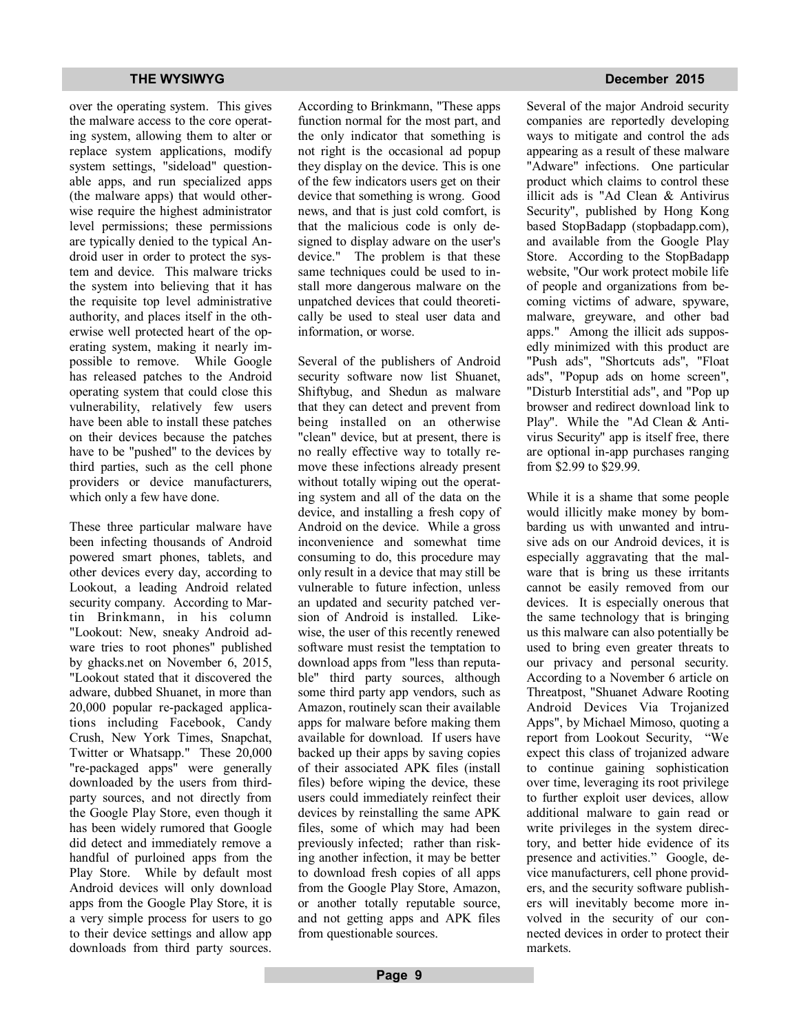over the operating system. This gives the malware access to the core operating system, allowing them to alter or replace system applications, modify system settings, "sideload" questionable apps, and run specialized apps (the malware apps) that would otherwise require the highest administrator level permissions; these permissions are typically denied to the typical Android user in order to protect the system and device. This malware tricks the system into believing that it has the requisite top level administrative authority, and places itself in the otherwise well protected heart of the operating system, making it nearly impossible to remove. While Google has released patches to the Android operating system that could close this vulnerability, relatively few users have been able to install these patches on their devices because the patches have to be "pushed" to the devices by third parties, such as the cell phone providers or device manufacturers, which only a few have done.

These three particular malware have been infecting thousands of Android powered smart phones, tablets, and other devices every day, according to Lookout, a leading Android related security company. According to Martin Brinkmann, in his column "Lookout: New, sneaky Android adware tries to root phones" published by ghacks.net on November 6, 2015, "Lookout stated that it discovered the adware, dubbed Shuanet, in more than 20,000 popular re-packaged applications including Facebook, Candy Crush, New York Times, Snapchat, Twitter or Whatsapp." These 20,000 "re-packaged apps" were generally downloaded by the users from third-party sources, and not directly from the Google Play Store, even though it has been widely rumored that Google did detect and immediately remove a handful of purloined apps from the Play Store. While by default most Android devices will only download apps from the Google Play Store, it is a very simple process for users to go to their device settings and allow app downloads from third party sources. According to Brinkmann, "These apps function normal for the most part, and the only indicator that something is not right is the occasional ad popup they display on the device. This is one of the few indicators users get on their device that something is wrong. Good news, and that is just cold comfort, is that the malicious code is only designed to display adware on the user's device." The problem is that these same techniques could be used to install more dangerous malware on the unpatched devices that could theoretically be used to steal user data and information, or worse.

Several of the publishers of Android security software now list Shuanet, Shiftybug, and Shedun as malware that they can detect and prevent from being installed on an otherwise "clean" device, but at present, there is no really effective way to totally remove these infections already present without totally wiping out the operating system and all of the data on the device, and installing a fresh copy of Android on the device. While a gross inconvenience and somewhat time consuming to do, this procedure may only result in a device that may still be vulnerable to future infection, unless an updated and security patched version of Android is installed. Likewise, the user of this recently renewed software must resist the temptation to download apps from "less than reputable" third party sources, although some third party app vendors, such as Amazon, routinely scan their available apps for malware before making them available for download. If users have backed up their apps by saving copies of their associated APK files (install files) before wiping the device, these users could immediately reinfect their devices by reinstalling the same APK files, some of which may had been previously infected; rather than risking another infection, it may be better to download fresh copies of all apps from the Google Play Store, Amazon, or another totally reputable source, and not getting apps and APK files from questionable sources.

Several of the major Android security companies are reportedly developing ways to mitigate and control the ads appearing as a result of these malware "Adware" infections. One particular product which claims to control these illicit ads is "Ad Clean & Antivirus Security", published by Hong Kong based StopBadapp (stopbadapp.com), and available from the Google Play Store. According to the StopBadapp website, "Our work protect mobile life of people and organizations from becoming victims of adware, spyware, malware, greyware, and other bad apps." Among the illicit ads supposedly minimized with this product are "Push ads", "Shortcuts ads", "Float ads", "Popup ads on home screen", "Disturb Interstitial ads", and "Pop up browser and redirect download link to Play". While the "Ad Clean & Antivirus Security" app is itself free, there are optional in-app purchases ranging from $2.99 to $29.99.

While it is a shame that some people would illicitly make money by bombarding us with unwanted and intrusive ads on our Android devices, it is especially aggravating that the malware that is bring us these irritants cannot be easily removed from our devices. It is especially onerous that the same technology that is bringing us this malware can also potentially be used to bring even greater threats to our privacy and personal security. According to a November 6 article on Threatpost, "Shuanet Adware Rooting Android Devices Via Trojanized Apps", by Michael Mimoso, quoting a report from Lookout Security, "We expect this class of trojanized adware to continue gaining sophistication over time, leveraging its root privilege to further exploit user devices, allow additional malware to gain read or write privileges in the system directory, and better hide evidence of its presence and activities." Google, device manufacturers, cell phone providers, and the security software publishers will inevitably become more involved in the security of our connected devices in order to protect their markets.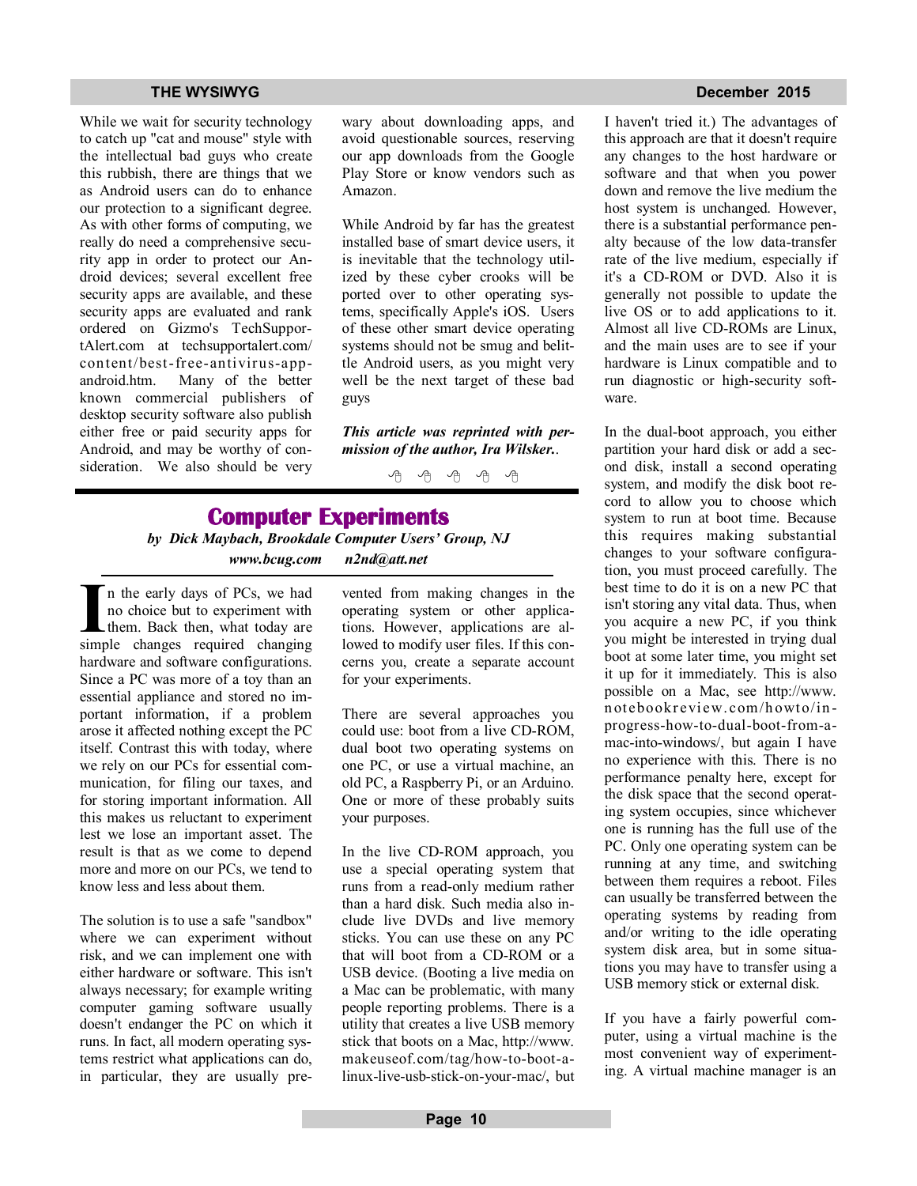While we wait for security technology to catch up "cat and mouse" style with the intellectual bad guys who create this rubbish, there are things that we as Android users can do to enhance our protection to a significant degree. As with other forms of computing, we really do need a comprehensive security app in order to protect our Android devices; several excellent free security apps are available, and these security apps are evaluated and rank ordered on Gizmo's TechSupportAlert.com at techsupportalert.com/content/best-free-antivirus-app-android.htm. Many of the better known commercial publishers of desktop security software also publish either free or paid security apps for Android, and may be worthy of consideration. We also should be very wary about downloading apps, and avoid questionable sources, reserving our app downloads from the Google Play Store or know vendors such as Amazon.

While Android by far has the greatest installed base of smart device users, it is inevitable that the technology utilized by these cyber crooks will be ported over to other operating systems, specifically Apple's iOS. Users of these other smart device operating systems should not be smug and belittle Android users, as you might very well be the next target of these bad guys

***This article was reprinted with permission of the author, Ira Wilsker.***.

# Computer Experiments

*by Dick Maybach, Brookdale Computer Users' Group, NJ*

*www.bcug.com n2nd@att.net*

In the early days of PCs, we had no choice but to experiment with them. Back then, what today are simple changes required changing hardware and software configurations. Since a PC was more of a toy than an essential appliance and stored no important information, if a problem arose it affected nothing except the PC itself. Contrast this with today, where we rely on our PCs for essential communication, for filing our taxes, and for storing important information. All this makes us reluctant to experiment lest we lose an important asset. The result is that as we come to depend more and more on our PCs, we tend to know less and less about them.

The solution is to use a safe "sandbox" where we can experiment without risk, and we can implement one with either hardware or software. This isn't always necessary; for example writing computer gaming software usually doesn't endanger the PC on which it runs. In fact, all modern operating systems restrict what applications can do, in particular, they are usually prevented from making changes in the operating system or other applications. However, applications are allowed to modify user files. If this concerns you, create a separate account for your experiments.

There are several approaches you could use: boot from a live CD-ROM, dual boot two operating systems on one PC, or use a virtual machine, an old PC, a Raspberry Pi, or an Arduino. One or more of these probably suits your purposes.

In the live CD-ROM approach, you use a special operating system that runs from a read-only medium rather than a hard disk. Such media also include live DVDs and live memory sticks. You can use these on any PC that will boot from a CD-ROM or a USB device. (Booting a live media on a Mac can be problematic, with many people reporting problems. There is a utility that creates a live USB memory stick that boots on a Mac, http://www.makeuseof.com/tag/how-to-boot-a-linux-live-usb-stick-on-your-mac/, but I haven't tried it.) The advantages of this approach are that it doesn't require any changes to the host hardware or software and that when you power down and remove the live medium the host system is unchanged. However, there is a substantial performance penalty because of the low data-transfer rate of the live medium, especially if it's a CD-ROM or DVD. Also it is generally not possible to update the live OS or to add applications to it. Almost all live CD-ROMs are Linux, and the main uses are to see if your hardware is Linux compatible and to run diagnostic or high-security software.

In the dual-boot approach, you either partition your hard disk or add a second disk, install a second operating system, and modify the disk boot record to allow you to choose which system to run at boot time. Because this requires making substantial changes to your software configuration, you must proceed carefully. The best time to do it is on a new PC that isn't storing any vital data. Thus, when you acquire a new PC, if you think you might be interested in trying dual boot at some later time, you might set it up for it immediately. This is also possible on a Mac, see http://www.notebookreview.com/howto/in-progress-how-to-dual-boot-from-a-mac-into-windows/, but again I have no experience with this. There is no performance penalty here, except for the disk space that the second operating system occupies, since whichever one is running has the full use of the PC. Only one operating system can be running at any time, and switching between them requires a reboot. Files can usually be transferred between the operating systems by reading from and/or writing to the idle operating system disk area, but in some situations you may have to transfer using a USB memory stick or external disk.

If you have a fairly powerful computer, using a virtual machine is the most convenient way of experimenting. A virtual machine manager is an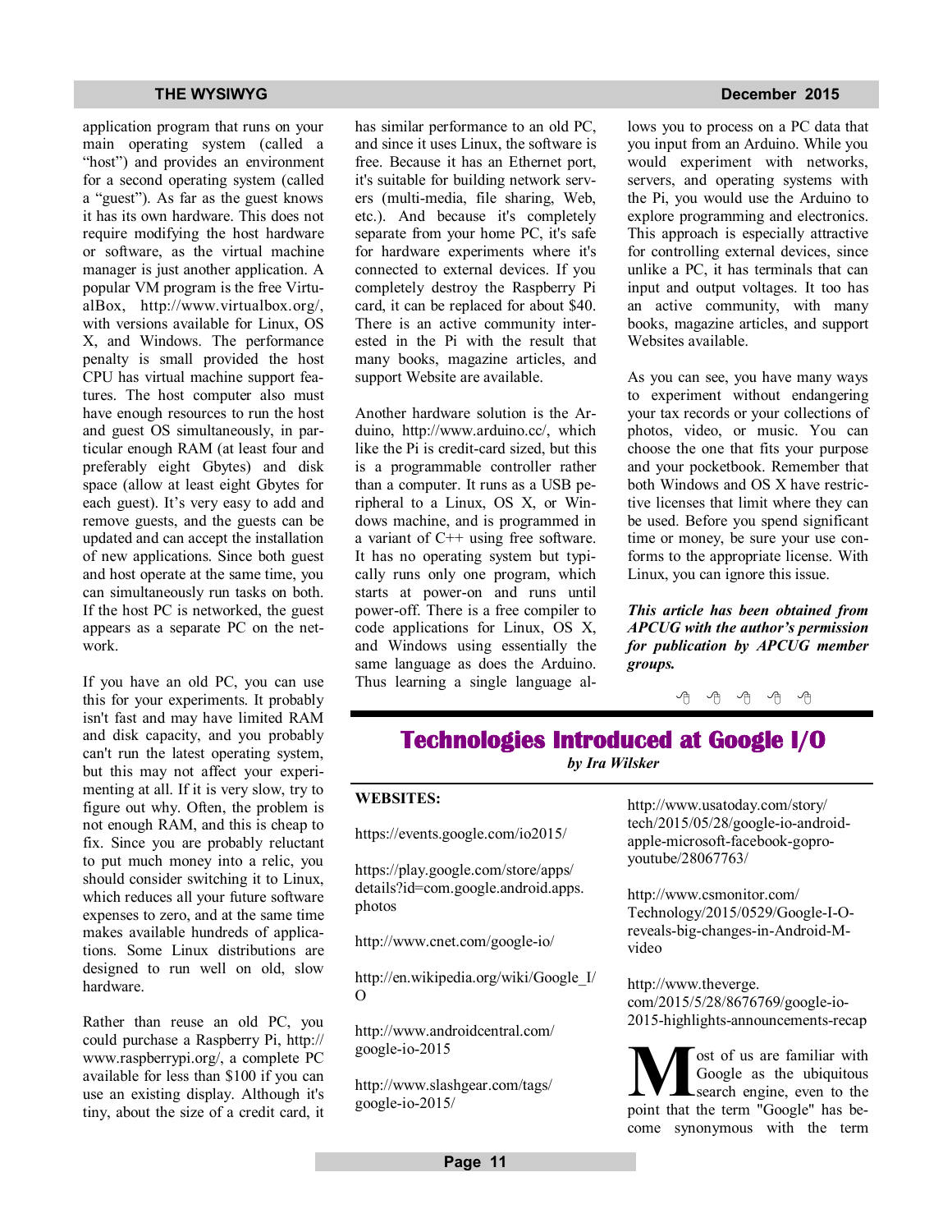application program that runs on your main operating system (called a "host") and provides an environment for a second operating system (called a "guest"). As far as the guest knows it has its own hardware. This does not require modifying the host hardware or software, as the virtual machine manager is just another application. A popular VM program is the free VirtualBox, http://www.virtualbox.org/, with versions available for Linux, OS X, and Windows. The performance penalty is small provided the host CPU has virtual machine support features. The host computer also must have enough resources to run the host and guest OS simultaneously, in particular enough RAM (at least four and preferably eight Gbytes) and disk space (allow at least eight Gbytes for each guest). It's very easy to add and remove guests, and the guests can be updated and can accept the installation of new applications. Since both guest and host operate at the same time, you can simultaneously run tasks on both. If the host PC is networked, the guest appears as a separate PC on the network.

If you have an old PC, you can use this for your experiments. It probably isn't fast and may have limited RAM and disk capacity, and you probably can't run the latest operating system, but this may not affect your experimenting at all. If it is very slow, try to figure out why. Often, the problem is not enough RAM, and this is cheap to fix. Since you are probably reluctant to put much money into a relic, you should consider switching it to Linux, which reduces all your future software expenses to zero, and at the same time makes available hundreds of applications. Some Linux distributions are designed to run well on old, slow hardware.

Rather than reuse an old PC, you could purchase a Raspberry Pi, http://www.raspberrypi.org/, a complete PC available for less than $100 if you can use an existing display. Although it's tiny, about the size of a credit card, it has similar performance to an old PC, and since it uses Linux, the software is free. Because it has an Ethernet port, it's suitable for building network servers (multi-media, file sharing, Web, etc.). And because it's completely separate from your home PC, it's safe for hardware experiments where it's connected to external devices. If you completely destroy the Raspberry Pi card, it can be replaced for about $40. There is an active community interested in the Pi with the result that many books, magazine articles, and support Website are available.

Another hardware solution is the Arduino, http://www.arduino.cc/, which like the Pi is credit-card sized, but this is a programmable controller rather than a computer. It runs as a USB peripheral to a Linux, OS X, or Windows machine, and is programmed in a variant of C++ using free software. It has no operating system but typically runs only one program, which starts at power-on and runs until power-off. There is a free compiler to code applications for Linux, OS X, and Windows using essentially the same language as does the Arduino. Thus learning a single language allows you to process on a PC data that you input from an Arduino. While you would experiment with networks, servers, and operating systems with the Pi, you would use the Arduino to explore programming and electronics. This approach is especially attractive for controlling external devices, since unlike a PC, it has terminals that can input and output voltages. It too has an active community, with many books, magazine articles, and support Websites available.

As you can see, you have many ways to experiment without endangering your tax records or your collections of photos, video, or music. You can choose the one that fits your purpose and your pocketbook. Remember that both Windows and OS X have restrictive licenses that limit where they can be used. Before you spend significant time or money, be sure your use conforms to the appropriate license. With Linux, you can ignore this issue.

***This article has been obtained from APCUG with the author's permission for publication by APCUG member groups.***

# Technologies Introduced at Google I/O

*by Ira Wilsker*

**WEBSITES:**

https://events.google.com/io2015/

https://play.google.com/store/apps/details?id=com.google.android.apps.photos

http://www.cnet.com/google-io/

http://en.wikipedia.org/wiki/Google_I/O

http://www.androidcentral.com/google-io-2015

http://www.slashgear.com/tags/google-io-2015/

http://www.usatoday.com/story/tech/2015/05/28/google-io-android-apple-microsoft-facebook-gopro-youtube/28067763/

http://www.csmonitor.com/Technology/2015/0529/Google-I-O-reveals-big-changes-in-Android-M-video

http://www.theverge.com/2015/5/28/8676769/google-io-2015-highlights-announcements-recap

Most of us are familiar with Google as the ubiquitous search engine, even to the point that the term "Google" has become synonymous with the term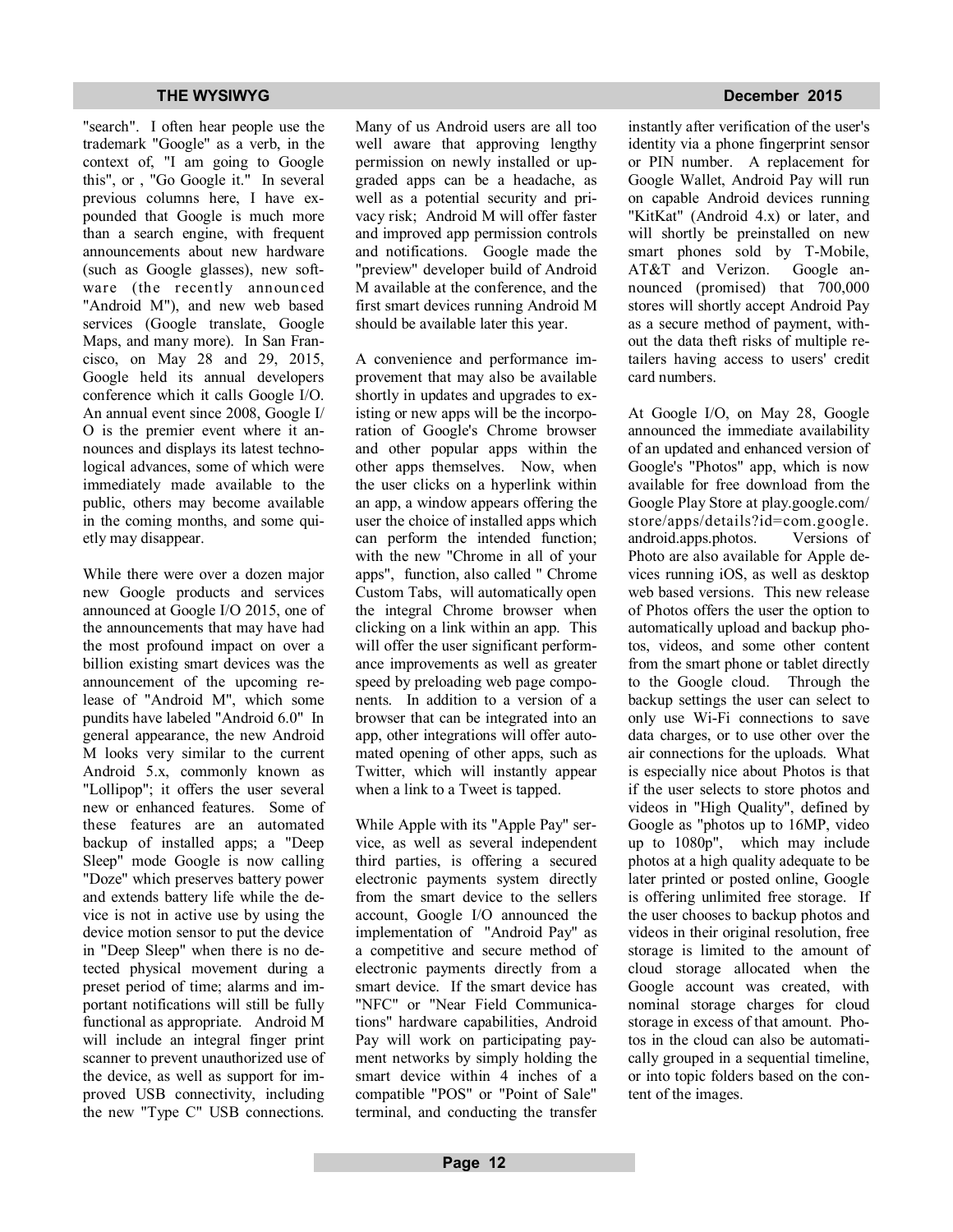"search". I often hear people use the trademark "Google" as a verb, in the context of, "I am going to Google this", or , "Go Google it." In several previous columns here, I have expounded that Google is much more than a search engine, with frequent announcements about new hardware (such as Google glasses), new software (the recently announced "Android M"), and new web based services (Google translate, Google Maps, and many more). In San Francisco, on May 28 and 29, 2015, Google held its annual developers conference which it calls Google I/O. An annual event since 2008, Google I/O is the premier event where it announces and displays its latest technological advances, some of which were immediately made available to the public, others may become available in the coming months, and some quietly may disappear.

While there were over a dozen major new Google products and services announced at Google I/O 2015, one of the announcements that may have had the most profound impact on over a billion existing smart devices was the announcement of the upcoming release of "Android M", which some pundits have labeled "Android 6.0" In general appearance, the new Android M looks very similar to the current Android 5.x, commonly known as "Lollipop"; it offers the user several new or enhanced features. Some of these features are an automated backup of installed apps; a "Deep Sleep" mode Google is now calling "Doze" which preserves battery power and extends battery life while the device is not in active use by using the device motion sensor to put the device in "Deep Sleep" when there is no detected physical movement during a preset period of time; alarms and important notifications will still be fully functional as appropriate. Android M will include an integral finger print scanner to prevent unauthorized use of the device, as well as support for improved USB connectivity, including the new "Type C" USB connections. Many of us Android users are all too well aware that approving lengthy permission on newly installed or upgraded apps can be a headache, as well as a potential security and privacy risk; Android M will offer faster and improved app permission controls and notifications. Google made the "preview" developer build of Android M available at the conference, and the first smart devices running Android M should be available later this year.

A convenience and performance improvement that may also be available shortly in updates and upgrades to existing or new apps will be the incorporation of Google's Chrome browser and other popular apps within the other apps themselves. Now, when the user clicks on a hyperlink within an app, a window appears offering the user the choice of installed apps which can perform the intended function; with the new "Chrome in all of your apps", function, also called " Chrome Custom Tabs, will automatically open the integral Chrome browser when clicking on a link within an app. This will offer the user significant performance improvements as well as greater speed by preloading web page components. In addition to a version of a browser that can be integrated into an app, other integrations will offer automated opening of other apps, such as Twitter, which will instantly appear when a link to a Tweet is tapped.

While Apple with its "Apple Pay" service, as well as several independent third parties, is offering a secured electronic payments system directly from the smart device to the sellers account, Google I/O announced the implementation of "Android Pay" as a competitive and secure method of electronic payments directly from a smart device. If the smart device has "NFC" or "Near Field Communications" hardware capabilities, Android Pay will work on participating payment networks by simply holding the smart device within 4 inches of a compatible "POS" or "Point of Sale" terminal, and conducting the transfer instantly after verification of the user's identity via a phone fingerprint sensor or PIN number. A replacement for Google Wallet, Android Pay will run on capable Android devices running "KitKat" (Android 4.x) or later, and will shortly be preinstalled on new smart phones sold by T-Mobile, AT&T and Verizon. Google announced (promised) that 700,000 stores will shortly accept Android Pay as a secure method of payment, without the data theft risks of multiple retailers having access to users' credit card numbers.

At Google I/O, on May 28, Google announced the immediate availability of an updated and enhanced version of Google's "Photos" app, which is now available for free download from the Google Play Store at play.google.com/store/apps/details?id=com.google.android.apps.photos. Versions of Photo are also available for Apple devices running iOS, as well as desktop web based versions. This new release of Photos offers the user the option to automatically upload and backup photos, videos, and some other content from the smart phone or tablet directly to the Google cloud. Through the backup settings the user can select to only use Wi-Fi connections to save data charges, or to use other over the air connections for the uploads. What is especially nice about Photos is that if the user selects to store photos and videos in "High Quality", defined by Google as "photos up to 16MP, video up to 1080p", which may include photos at a high quality adequate to be later printed or posted online, Google is offering unlimited free storage. If the user chooses to backup photos and videos in their original resolution, free storage is limited to the amount of cloud storage allocated when the Google account was created, with nominal storage charges for cloud storage in excess of that amount. Photos in the cloud can also be automatically grouped in a sequential timeline, or into topic folders based on the content of the images.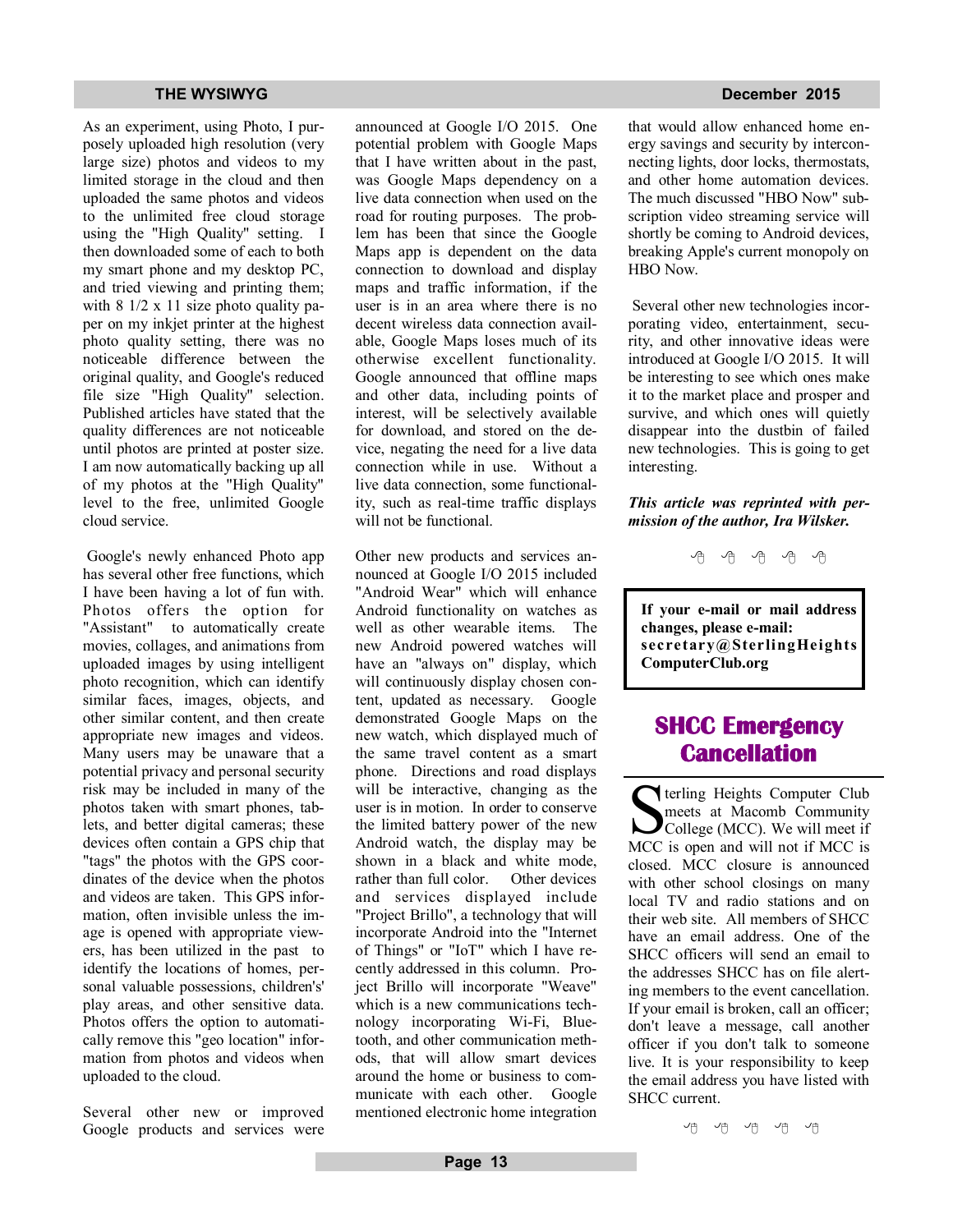As an experiment, using Photo, I purposely uploaded high resolution (very large size) photos and videos to my limited storage in the cloud and then uploaded the same photos and videos to the unlimited free cloud storage using the "High Quality" setting. I then downloaded some of each to both my smart phone and my desktop PC, and tried viewing and printing them; with 8 1/2 x 11 size photo quality paper on my inkjet printer at the highest photo quality setting, there was no noticeable difference between the original quality, and Google's reduced file size "High Quality" selection. Published articles have stated that the quality differences are not noticeable until photos are printed at poster size. I am now automatically backing up all of my photos at the "High Quality" level to the free, unlimited Google cloud service.

Google's newly enhanced Photo app has several other free functions, which I have been having a lot of fun with. Photos offers the option for "Assistant" to automatically create movies, collages, and animations from uploaded images by using intelligent photo recognition, which can identify similar faces, images, objects, and other similar content, and then create appropriate new images and videos. Many users may be unaware that a potential privacy and personal security risk may be included in many of the photos taken with smart phones, tablets, and better digital cameras; these devices often contain a GPS chip that "tags" the photos with the GPS coordinates of the device when the photos and videos are taken. This GPS information, often invisible unless the image is opened with appropriate viewers, has been utilized in the past to identify the locations of homes, personal valuable possessions, children's' play areas, and other sensitive data. Photos offers the option to automatically remove this "geo location" information from photos and videos when uploaded to the cloud.

Several other new or improved Google products and services were announced at Google I/O 2015. One potential problem with Google Maps that I have written about in the past, was Google Maps dependency on a live data connection when used on the road for routing purposes. The problem has been that since the Google Maps app is dependent on the data connection to download and display maps and traffic information, if the user is in an area where there is no decent wireless data connection available, Google Maps loses much of its otherwise excellent functionality. Google announced that offline maps and other data, including points of interest, will be selectively available for download, and stored on the device, negating the need for a live data connection while in use. Without a live data connection, some functionality, such as real-time traffic displays will not be functional.

Other new products and services announced at Google I/O 2015 included "Android Wear" which will enhance Android functionality on watches as well as other wearable items. The new Android powered watches will have an "always on" display, which will continuously display chosen content, updated as necessary. Google demonstrated Google Maps on the new watch, which displayed much of the same travel content as a smart phone. Directions and road displays will be interactive, changing as the user is in motion. In order to conserve the limited battery power of the new Android watch, the display may be shown in a black and white mode, rather than full color. Other devices and services displayed include "Project Brillo", a technology that will incorporate Android into the "Internet of Things" or "IoT" which I have recently addressed in this column. Project Brillo will incorporate "Weave" which is a new communications technology incorporating Wi-Fi, Bluetooth, and other communication methods, that will allow smart devices around the home or business to communicate with each other. Google mentioned electronic home integration that would allow enhanced home energy savings and security by interconnecting lights, door locks, thermostats, and other home automation devices. The much discussed "HBO Now" subscription video streaming service will shortly be coming to Android devices, breaking Apple's current monopoly on HBO Now.

Several other new technologies incorporating video, entertainment, security, and other innovative ideas were introduced at Google I/O 2015. It will be interesting to see which ones make it to the market place and prosper and survive, and which ones will quietly disappear into the dustbin of failed new technologies. This is going to get interesting.

***This article was reprinted with permission of the author, Ira Wilsker.***

**If your e-mail or mail address changes, please e-mail: secretary@SterlingHeightsComputerClub.org**

## SHCC Emergency Cancellation

Sterling Heights Computer Club meets at Macomb Community College (MCC). We will meet if MCC is open and will not if MCC is closed. MCC closure is announced with other school closings on many local TV and radio stations and on their web site. All members of SHCC have an email address. One of the SHCC officers will send an email to the addresses SHCC has on file alerting members to the event cancellation. If your email is broken, call an officer; don't leave a message, call another officer if you don't talk to someone live. It is your responsibility to keep the email address you have listed with SHCC current.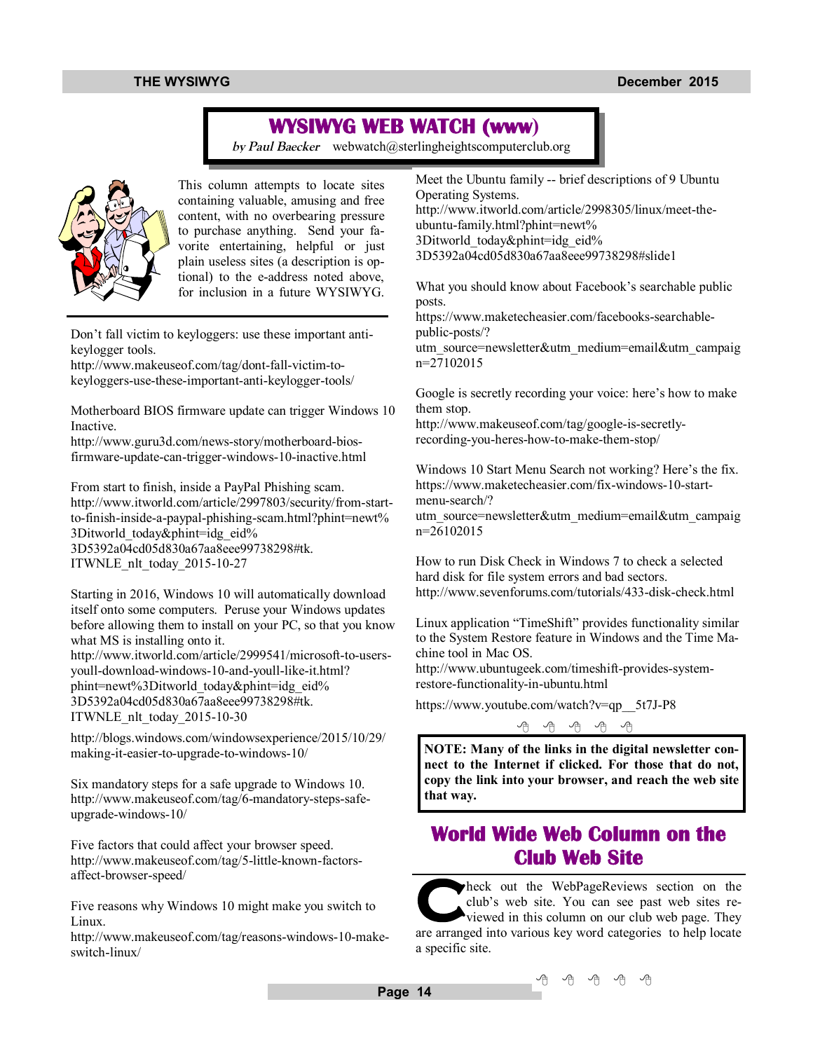## WYSIWYG WEB WATCH (www)

*by Paul Baecker* webwatch@sterlingheightscomputerclub.org

This column attempts to locate sites containing valuable, amusing and free content, with no overbearing pressure to purchase anything. Send your favorite entertaining, helpful or just plain useless sites (a description is optional) to the e-address noted above, for inclusion in a future WYSIWYG.

---

Don't fall victim to keyloggers: use these important anti-keylogger tools.
http://www.makeuseof.com/tag/dont-fall-victim-to-keyloggers-use-these-important-anti-keylogger-tools/

Motherboard BIOS firmware update can trigger Windows 10 Inactive.
http://www.guru3d.com/news-story/motherboard-bios-firmware-update-can-trigger-windows-10-inactive.html

From start to finish, inside a PayPal Phishing scam.
http://www.itworld.com/article/2997803/security/from-start-to-finish-inside-a-paypal-phishing-scam.html?phint=newt%3Ditworld_today&phint=idg_eid%3D5392a04cd05d830a67aa8eee99738298#tk.ITWNLE_nlt_today_2015-10-27

Starting in 2016, Windows 10 will automatically download itself onto some computers. Peruse your Windows updates before allowing them to install on your PC, so that you know what MS is installing onto it.
http://www.itworld.com/article/2999541/microsoft-to-users-youll-download-windows-10-and-youll-like-it.html?phint=newt%3Ditworld_today&phint=idg_eid%3D5392a04cd05d830a67aa8eee99738298#tk.ITWNLE_nlt_today_2015-10-30

http://blogs.windows.com/windowsexperience/2015/10/29/making-it-easier-to-upgrade-to-windows-10/

Six mandatory steps for a safe upgrade to Windows 10.
http://www.makeuseof.com/tag/6-mandatory-steps-safe-upgrade-windows-10/

Five factors that could affect your browser speed.
http://www.makeuseof.com/tag/5-little-known-factors-affect-browser-speed/

Five reasons why Windows 10 might make you switch to Linux.
http://www.makeuseof.com/tag/reasons-windows-10-make-switch-linux/

Meet the Ubuntu family -- brief descriptions of 9 Ubuntu Operating Systems.
http://www.itworld.com/article/2998305/linux/meet-the-ubuntu-family.html?phint=newt%3Ditworld_today&phint=idg_eid%3D5392a04cd05d830a67aa8eee99738298#slide1

What you should know about Facebook's searchable public posts.
https://www.maketecheasier.com/facebooks-searchable-public-posts/?utm_source=newsletter&utm_medium=email&utm_campaign=27102015

Google is secretly recording your voice: here's how to make them stop.
http://www.makeuseof.com/tag/google-is-secretly-recording-you-heres-how-to-make-them-stop/

Windows 10 Start Menu Search not working? Here's the fix.
https://www.maketecheasier.com/fix-windows-10-start-menu-search/?utm_source=newsletter&utm_medium=email&utm_campaign=26102015

How to run Disk Check in Windows 7 to check a selected hard disk for file system errors and bad sectors.
http://www.sevenforums.com/tutorials/433-disk-check.html

Linux application "TimeShift" provides functionality similar to the System Restore feature in Windows and the Time Machine tool in Mac OS.
http://www.ubuntugeek.com/timeshift-provides-system-restore-functionality-in-ubuntu.html

https://www.youtube.com/watch?v=qp__5t7J-P8

**NOTE: Many of the links in the digital newsletter connect to the Internet if clicked. For those that do not, copy the link into your browser, and reach the web site that way.**

## World Wide Web Column on the Club Web Site

Check out the WebPageReviews section on the club's web site. You can see past web sites reviewed in this column on our club web page. They are arranged into various key word categories to help locate a specific site.